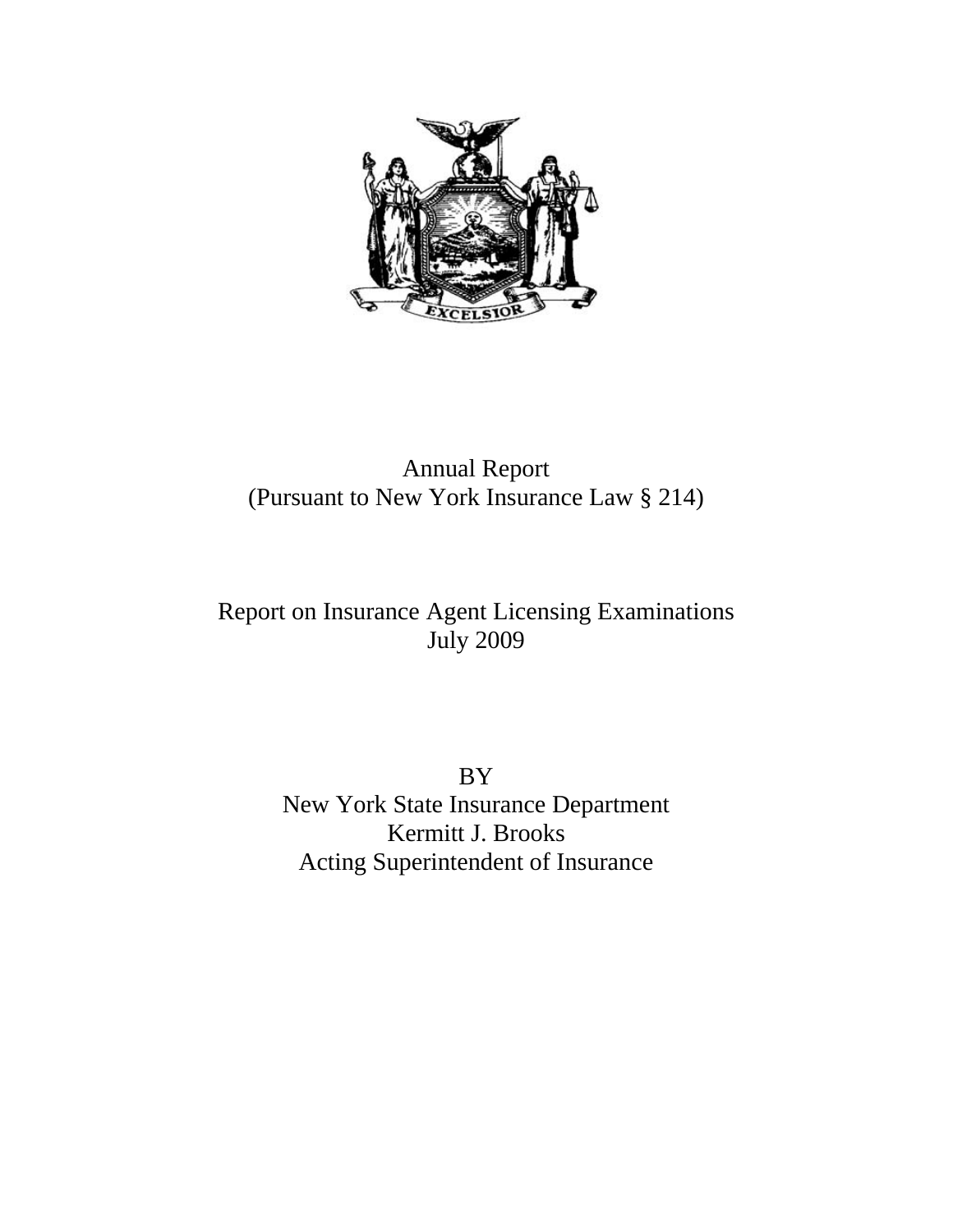Annual Report
(Pursuant to New York Insurance Law § 214)

# Report on Insurance Agent Licensing Examinations
July 2009

BY
New York State Insurance Department
Kermitt J. Brooks
Acting Superintendent of Insurance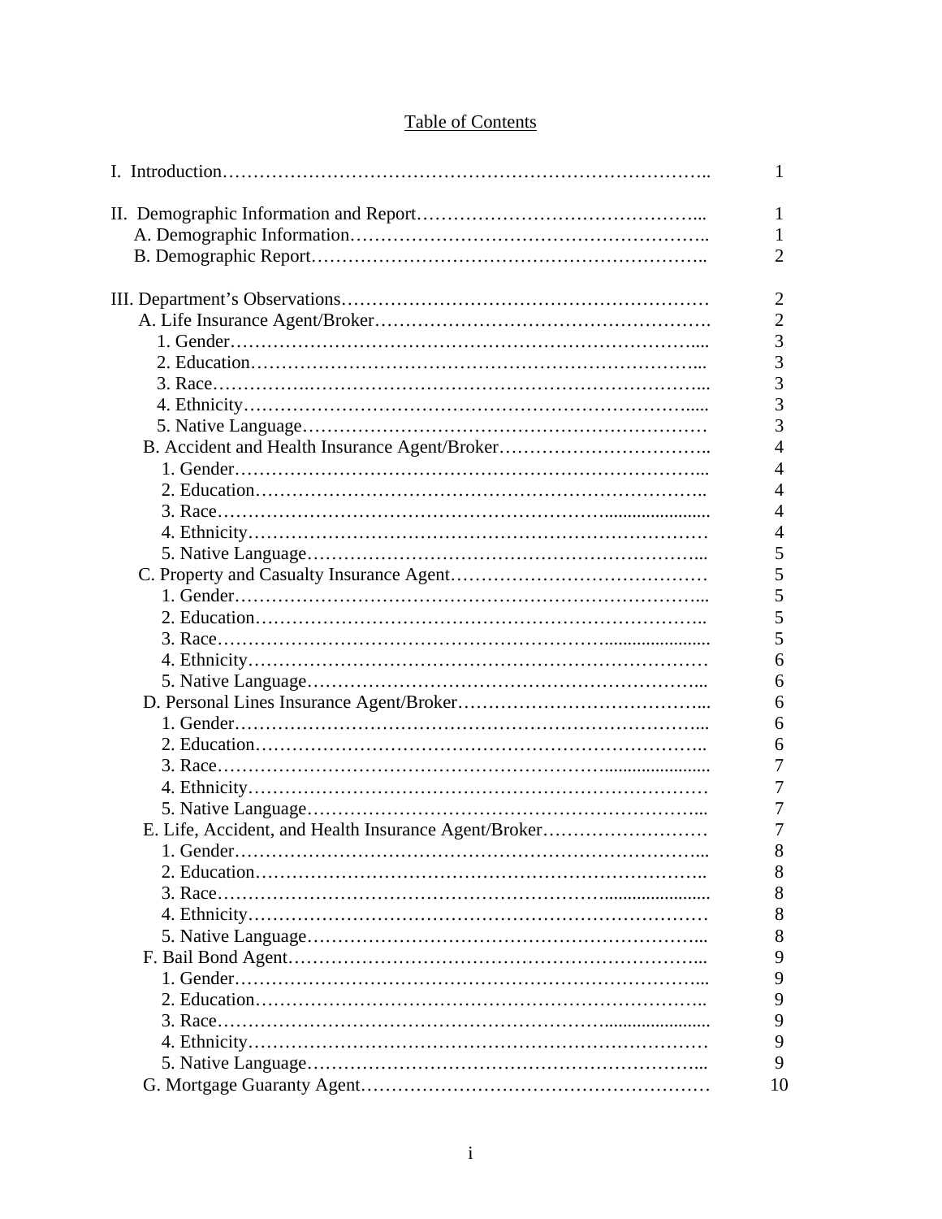## Table of Contents

| | |
|---|---|
| I. Introduction | 1 |
| II. Demographic Information and Report | 1 |
| A. Demographic Information | 1 |
| B. Demographic Report | 2 |
| III. Department's Observations | 2 |
| A. Life Insurance Agent/Broker | 2 |
| 1. Gender | 3 |
| 2. Education | 3 |
| 3. Race | 3 |
| 4. Ethnicity | 3 |
| 5. Native Language | 3 |
| B. Accident and Health Insurance Agent/Broker | 4 |
| 1. Gender | 4 |
| 2. Education | 4 |
| 3. Race | 4 |
| 4. Ethnicity | 4 |
| 5. Native Language | 5 |
| C. Property and Casualty Insurance Agent | 5 |
| 1. Gender | 5 |
| 2. Education | 5 |
| 3. Race | 5 |
| 4. Ethnicity | 6 |
| 5. Native Language | 6 |
| D. Personal Lines Insurance Agent/Broker | 6 |
| 1. Gender | 6 |
| 2. Education | 6 |
| 3. Race | 7 |
| 4. Ethnicity | 7 |
| 5. Native Language | 7 |
| E. Life, Accident, and Health Insurance Agent/Broker | 7 |
| 1. Gender | 8 |
| 2. Education | 8 |
| 3. Race | 8 |
| 4. Ethnicity | 8 |
| 5. Native Language | 8 |
| F. Bail Bond Agent | 9 |
| 1. Gender | 9 |
| 2. Education | 9 |
| 3. Race | 9 |
| 4. Ethnicity | 9 |
| 5. Native Language | 9 |
| G. Mortgage Guaranty Agent | 10 |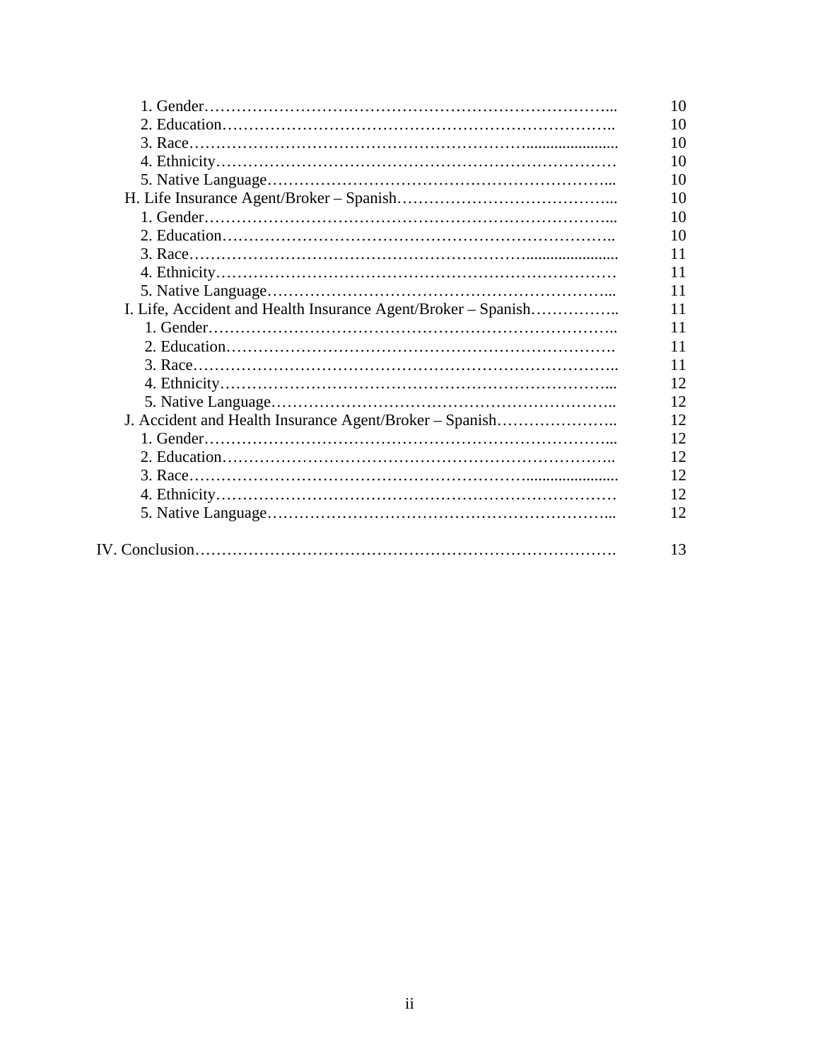1. Gender ... 10
2. Education ... 10
3. Race ... 10
4. Ethnicity ... 10
5. Native Language ... 10

H. Life Insurance Agent/Broker – Spanish ... 10
1. Gender ... 10
2. Education ... 10
3. Race ... 11
4. Ethnicity ... 11
5. Native Language ... 11

I. Life, Accident and Health Insurance Agent/Broker – Spanish ... 11
1. Gender ... 11
2. Education ... 11
3. Race ... 11
4. Ethnicity ... 12
5. Native Language ... 12

J. Accident and Health Insurance Agent/Broker – Spanish ... 12
1. Gender ... 12
2. Education ... 12
3. Race ... 12
4. Ethnicity ... 12
5. Native Language ... 12

IV. Conclusion ... 13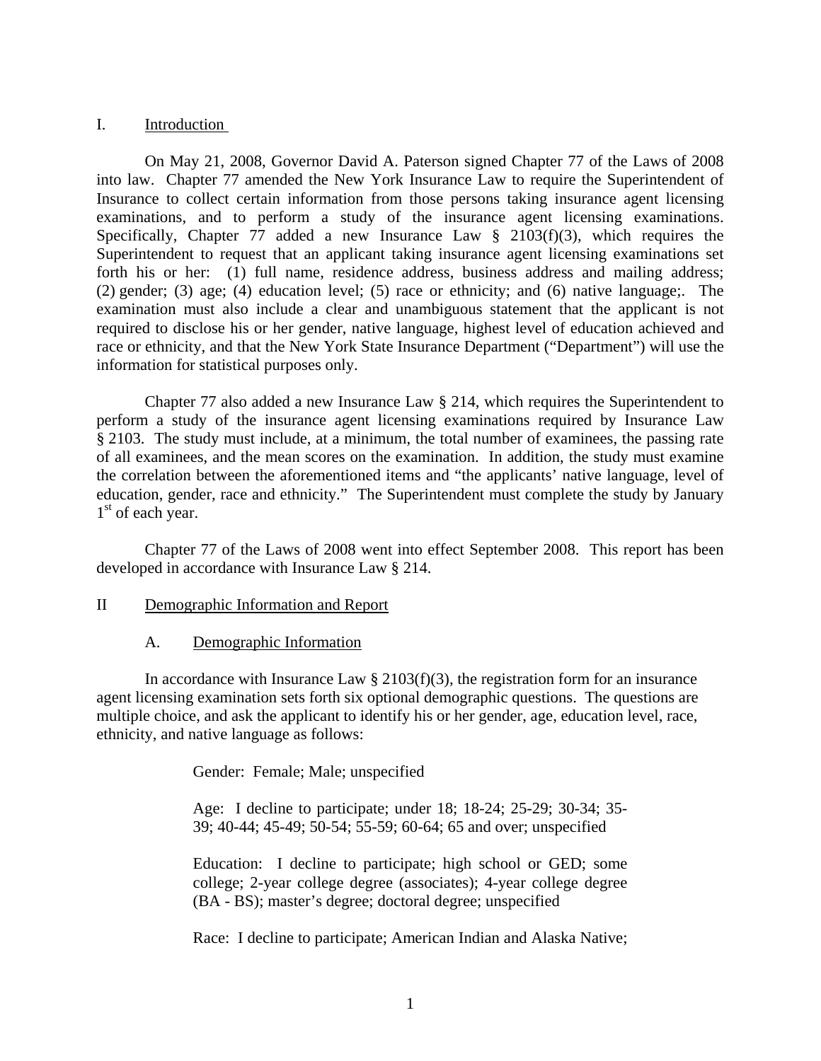## I. Introduction

On May 21, 2008, Governor David A. Paterson signed Chapter 77 of the Laws of 2008 into law. Chapter 77 amended the New York Insurance Law to require the Superintendent of Insurance to collect certain information from those persons taking insurance agent licensing examinations, and to perform a study of the insurance agent licensing examinations. Specifically, Chapter 77 added a new Insurance Law § 2103(f)(3), which requires the Superintendent to request that an applicant taking insurance agent licensing examinations set forth his or her: (1) full name, residence address, business address and mailing address; (2) gender; (3) age; (4) education level; (5) race or ethnicity; and (6) native language;. The examination must also include a clear and unambiguous statement that the applicant is not required to disclose his or her gender, native language, highest level of education achieved and race or ethnicity, and that the New York State Insurance Department ("Department") will use the information for statistical purposes only.

Chapter 77 also added a new Insurance Law § 214, which requires the Superintendent to perform a study of the insurance agent licensing examinations required by Insurance Law § 2103. The study must include, at a minimum, the total number of examinees, the passing rate of all examinees, and the mean scores on the examination. In addition, the study must examine the correlation between the aforementioned items and "the applicants' native language, level of education, gender, race and ethnicity." The Superintendent must complete the study by January 1st of each year.

Chapter 77 of the Laws of 2008 went into effect September 2008. This report has been developed in accordance with Insurance Law § 214.

## II Demographic Information and Report

### A. Demographic Information

In accordance with Insurance Law § 2103(f)(3), the registration form for an insurance agent licensing examination sets forth six optional demographic questions. The questions are multiple choice, and ask the applicant to identify his or her gender, age, education level, race, ethnicity, and native language as follows:

> Gender: Female; Male; unspecified
>
> Age: I decline to participate; under 18; 18-24; 25-29; 30-34; 35-39; 40-44; 45-49; 50-54; 55-59; 60-64; 65 and over; unspecified
>
> Education: I decline to participate; high school or GED; some college; 2-year college degree (associates); 4-year college degree (BA - BS); master's degree; doctoral degree; unspecified
>
> Race: I decline to participate; American Indian and Alaska Native;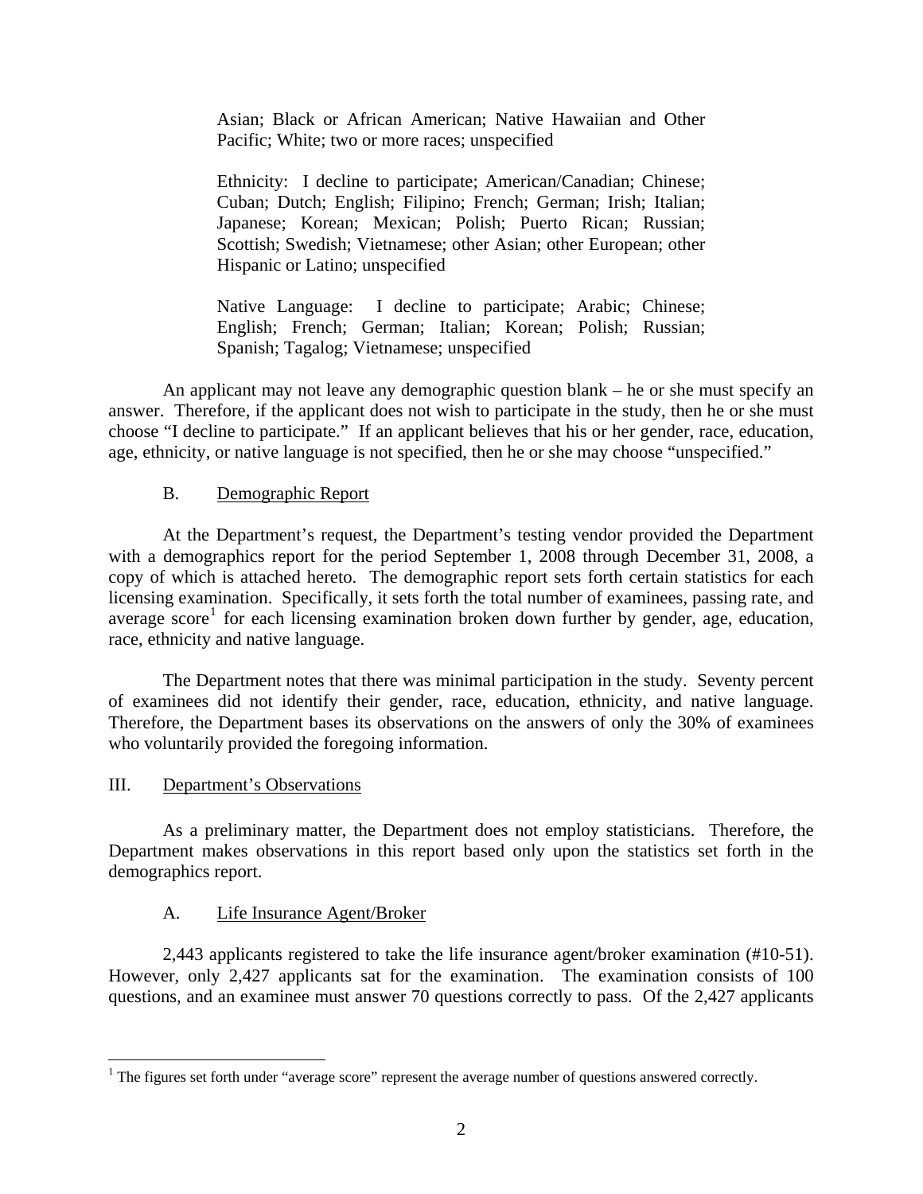Asian; Black or African American; Native Hawaiian and Other Pacific; White; two or more races; unspecified

Ethnicity: I decline to participate; American/Canadian; Chinese; Cuban; Dutch; English; Filipino; French; German; Irish; Italian; Japanese; Korean; Mexican; Polish; Puerto Rican; Russian; Scottish; Swedish; Vietnamese; other Asian; other European; other Hispanic or Latino; unspecified

Native Language: I decline to participate; Arabic; Chinese; English; French; German; Italian; Korean; Polish; Russian; Spanish; Tagalog; Vietnamese; unspecified

An applicant may not leave any demographic question blank – he or she must specify an answer. Therefore, if the applicant does not wish to participate in the study, then he or she must choose "I decline to participate." If an applicant believes that his or her gender, race, education, age, ethnicity, or native language is not specified, then he or she may choose "unspecified."

### B. Demographic Report

At the Department's request, the Department's testing vendor provided the Department with a demographics report for the period September 1, 2008 through December 31, 2008, a copy of which is attached hereto. The demographic report sets forth certain statistics for each licensing examination. Specifically, it sets forth the total number of examinees, passing rate, and average score[1] for each licensing examination broken down further by gender, age, education, race, ethnicity and native language.

The Department notes that there was minimal participation in the study. Seventy percent of examinees did not identify their gender, race, education, ethnicity, and native language. Therefore, the Department bases its observations on the answers of only the 30% of examinees who voluntarily provided the foregoing information.

## III. Department's Observations

As a preliminary matter, the Department does not employ statisticians. Therefore, the Department makes observations in this report based only upon the statistics set forth in the demographics report.

### A. Life Insurance Agent/Broker

2,443 applicants registered to take the life insurance agent/broker examination (#10-51). However, only 2,427 applicants sat for the examination. The examination consists of 100 questions, and an examinee must answer 70 questions correctly to pass. Of the 2,427 applicants

[1] The figures set forth under "average score" represent the average number of questions answered correctly.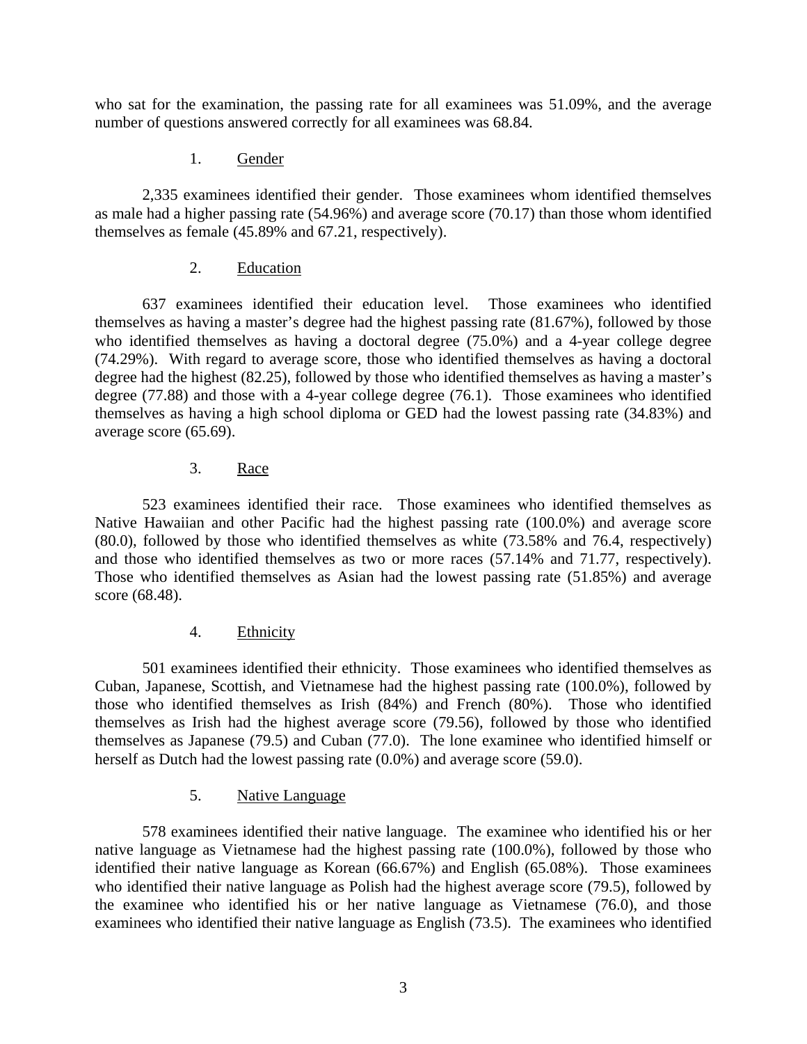who sat for the examination, the passing rate for all examinees was 51.09%, and the average number of questions answered correctly for all examinees was 68.84.

1. <u>Gender</u>

2,335 examinees identified their gender. Those examinees whom identified themselves as male had a higher passing rate (54.96%) and average score (70.17) than those whom identified themselves as female (45.89% and 67.21, respectively).

2. <u>Education</u>

637 examinees identified their education level. Those examinees who identified themselves as having a master's degree had the highest passing rate (81.67%), followed by those who identified themselves as having a doctoral degree (75.0%) and a 4-year college degree (74.29%). With regard to average score, those who identified themselves as having a doctoral degree had the highest (82.25), followed by those who identified themselves as having a master's degree (77.88) and those with a 4-year college degree (76.1). Those examinees who identified themselves as having a high school diploma or GED had the lowest passing rate (34.83%) and average score (65.69).

3. <u>Race</u>

523 examinees identified their race. Those examinees who identified themselves as Native Hawaiian and other Pacific had the highest passing rate (100.0%) and average score (80.0), followed by those who identified themselves as white (73.58% and 76.4, respectively) and those who identified themselves as two or more races (57.14% and 71.77, respectively). Those who identified themselves as Asian had the lowest passing rate (51.85%) and average score (68.48).

4. <u>Ethnicity</u>

501 examinees identified their ethnicity. Those examinees who identified themselves as Cuban, Japanese, Scottish, and Vietnamese had the highest passing rate (100.0%), followed by those who identified themselves as Irish (84%) and French (80%). Those who identified themselves as Irish had the highest average score (79.56), followed by those who identified themselves as Japanese (79.5) and Cuban (77.0). The lone examinee who identified himself or herself as Dutch had the lowest passing rate (0.0%) and average score (59.0).

5. <u>Native Language</u>

578 examinees identified their native language. The examinee who identified his or her native language as Vietnamese had the highest passing rate (100.0%), followed by those who identified their native language as Korean (66.67%) and English (65.08%). Those examinees who identified their native language as Polish had the highest average score (79.5), followed by the examinee who identified his or her native language as Vietnamese (76.0), and those examinees who identified their native language as English (73.5). The examinees who identified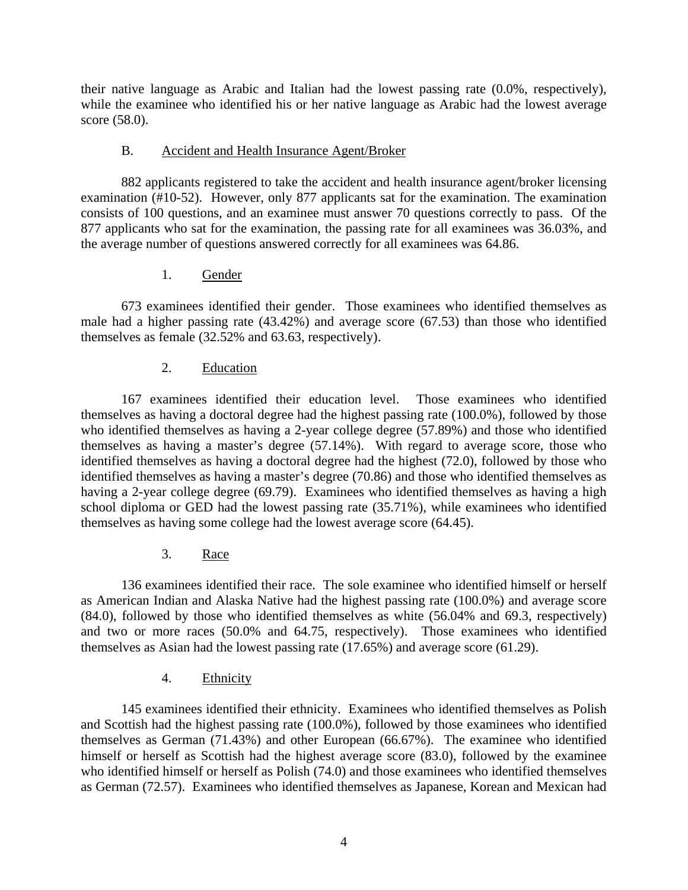their native language as Arabic and Italian had the lowest passing rate (0.0%, respectively), while the examinee who identified his or her native language as Arabic had the lowest average score (58.0).

## B. Accident and Health Insurance Agent/Broker

882 applicants registered to take the accident and health insurance agent/broker licensing examination (#10-52). However, only 877 applicants sat for the examination. The examination consists of 100 questions, and an examinee must answer 70 questions correctly to pass. Of the 877 applicants who sat for the examination, the passing rate for all examinees was 36.03%, and the average number of questions answered correctly for all examinees was 64.86.

### 1. Gender

673 examinees identified their gender. Those examinees who identified themselves as male had a higher passing rate (43.42%) and average score (67.53) than those who identified themselves as female (32.52% and 63.63, respectively).

### 2. Education

167 examinees identified their education level. Those examinees who identified themselves as having a doctoral degree had the highest passing rate (100.0%), followed by those who identified themselves as having a 2-year college degree (57.89%) and those who identified themselves as having a master's degree (57.14%). With regard to average score, those who identified themselves as having a doctoral degree had the highest (72.0), followed by those who identified themselves as having a master's degree (70.86) and those who identified themselves as having a 2-year college degree (69.79). Examinees who identified themselves as having a high school diploma or GED had the lowest passing rate (35.71%), while examinees who identified themselves as having some college had the lowest average score (64.45).

### 3. Race

136 examinees identified their race. The sole examinee who identified himself or herself as American Indian and Alaska Native had the highest passing rate (100.0%) and average score (84.0), followed by those who identified themselves as white (56.04% and 69.3, respectively) and two or more races (50.0% and 64.75, respectively). Those examinees who identified themselves as Asian had the lowest passing rate (17.65%) and average score (61.29).

### 4. Ethnicity

145 examinees identified their ethnicity. Examinees who identified themselves as Polish and Scottish had the highest passing rate (100.0%), followed by those examinees who identified themselves as German (71.43%) and other European (66.67%). The examinee who identified himself or herself as Scottish had the highest average score (83.0), followed by the examinee who identified himself or herself as Polish (74.0) and those examinees who identified themselves as German (72.57). Examinees who identified themselves as Japanese, Korean and Mexican had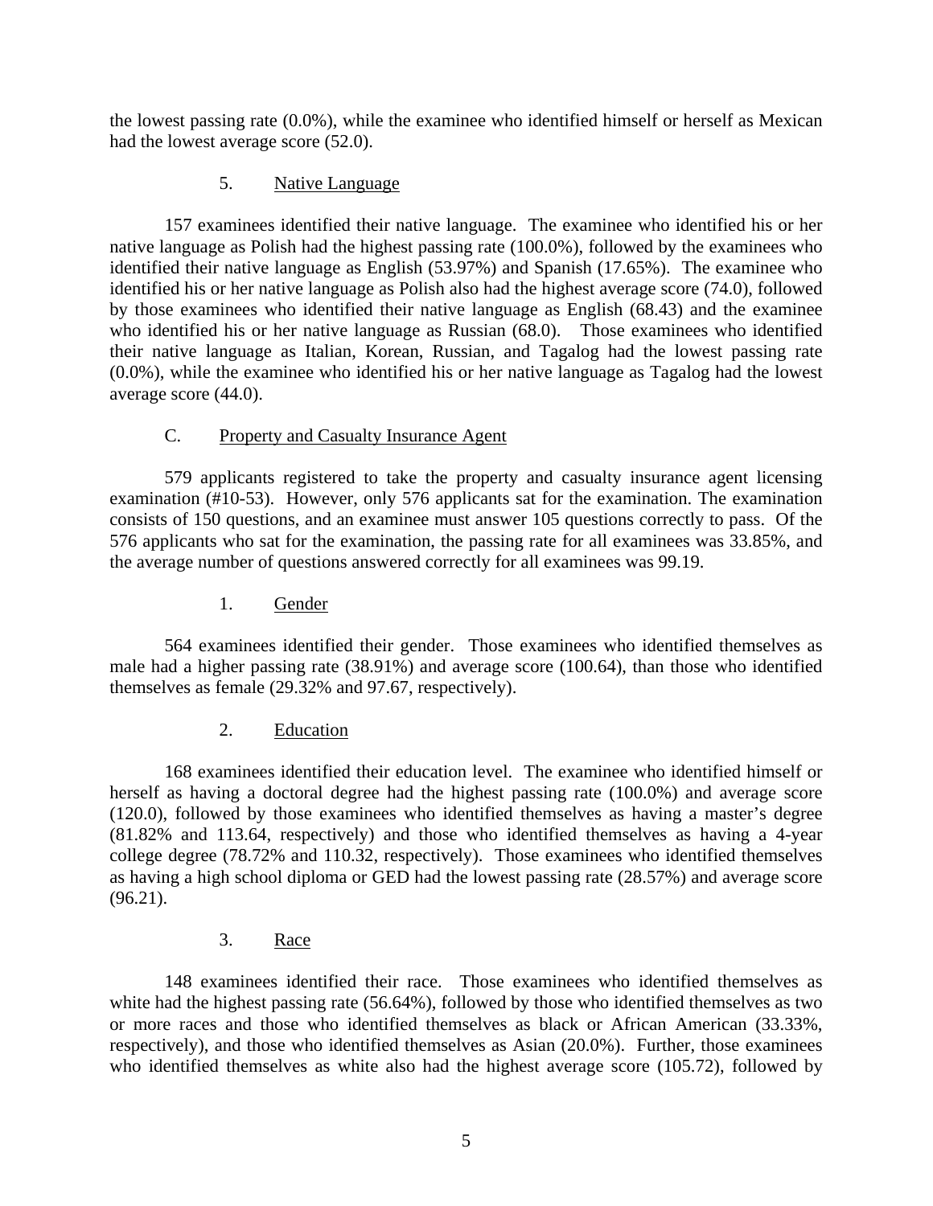the lowest passing rate (0.0%), while the examinee who identified himself or herself as Mexican had the lowest average score (52.0).

### 5. Native Language

157 examinees identified their native language. The examinee who identified his or her native language as Polish had the highest passing rate (100.0%), followed by the examinees who identified their native language as English (53.97%) and Spanish (17.65%). The examinee who identified his or her native language as Polish also had the highest average score (74.0), followed by those examinees who identified their native language as English (68.43) and the examinee who identified his or her native language as Russian (68.0). Those examinees who identified their native language as Italian, Korean, Russian, and Tagalog had the lowest passing rate (0.0%), while the examinee who identified his or her native language as Tagalog had the lowest average score (44.0).

## C. Property and Casualty Insurance Agent

579 applicants registered to take the property and casualty insurance agent licensing examination (#10-53). However, only 576 applicants sat for the examination. The examination consists of 150 questions, and an examinee must answer 105 questions correctly to pass. Of the 576 applicants who sat for the examination, the passing rate for all examinees was 33.85%, and the average number of questions answered correctly for all examinees was 99.19.

### 1. Gender

564 examinees identified their gender. Those examinees who identified themselves as male had a higher passing rate (38.91%) and average score (100.64), than those who identified themselves as female (29.32% and 97.67, respectively).

### 2. Education

168 examinees identified their education level. The examinee who identified himself or herself as having a doctoral degree had the highest passing rate (100.0%) and average score (120.0), followed by those examinees who identified themselves as having a master's degree (81.82% and 113.64, respectively) and those who identified themselves as having a 4-year college degree (78.72% and 110.32, respectively). Those examinees who identified themselves as having a high school diploma or GED had the lowest passing rate (28.57%) and average score (96.21).

### 3. Race

148 examinees identified their race. Those examinees who identified themselves as white had the highest passing rate (56.64%), followed by those who identified themselves as two or more races and those who identified themselves as black or African American (33.33%, respectively), and those who identified themselves as Asian (20.0%). Further, those examinees who identified themselves as white also had the highest average score (105.72), followed by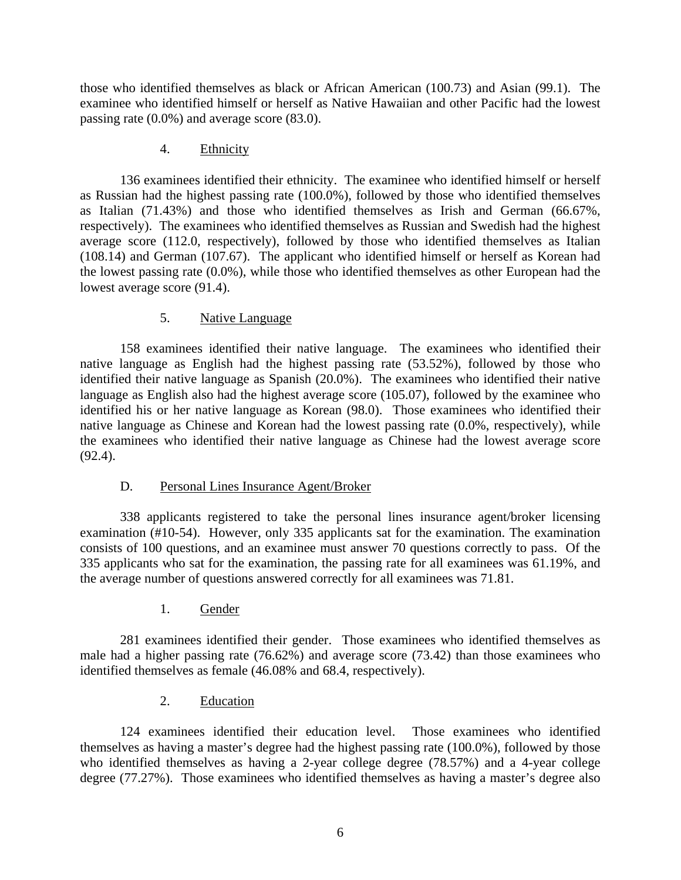those who identified themselves as black or African American (100.73) and Asian (99.1). The examinee who identified himself or herself as Native Hawaiian and other Pacific had the lowest passing rate (0.0%) and average score (83.0).

#### 4. Ethnicity

136 examinees identified their ethnicity. The examinee who identified himself or herself as Russian had the highest passing rate (100.0%), followed by those who identified themselves as Italian (71.43%) and those who identified themselves as Irish and German (66.67%, respectively). The examinees who identified themselves as Russian and Swedish had the highest average score (112.0, respectively), followed by those who identified themselves as Italian (108.14) and German (107.67). The applicant who identified himself or herself as Korean had the lowest passing rate (0.0%), while those who identified themselves as other European had the lowest average score (91.4).

#### 5. Native Language

158 examinees identified their native language. The examinees who identified their native language as English had the highest passing rate (53.52%), followed by those who identified their native language as Spanish (20.0%). The examinees who identified their native language as English also had the highest average score (105.07), followed by the examinee who identified his or her native language as Korean (98.0). Those examinees who identified their native language as Chinese and Korean had the lowest passing rate (0.0%, respectively), while the examinees who identified their native language as Chinese had the lowest average score (92.4).

### D. Personal Lines Insurance Agent/Broker

338 applicants registered to take the personal lines insurance agent/broker licensing examination (#10-54). However, only 335 applicants sat for the examination. The examination consists of 100 questions, and an examinee must answer 70 questions correctly to pass. Of the 335 applicants who sat for the examination, the passing rate for all examinees was 61.19%, and the average number of questions answered correctly for all examinees was 71.81.

#### 1. Gender

281 examinees identified their gender. Those examinees who identified themselves as male had a higher passing rate (76.62%) and average score (73.42) than those examinees who identified themselves as female (46.08% and 68.4, respectively).

#### 2. Education

124 examinees identified their education level. Those examinees who identified themselves as having a master's degree had the highest passing rate (100.0%), followed by those who identified themselves as having a 2-year college degree (78.57%) and a 4-year college degree (77.27%). Those examinees who identified themselves as having a master's degree also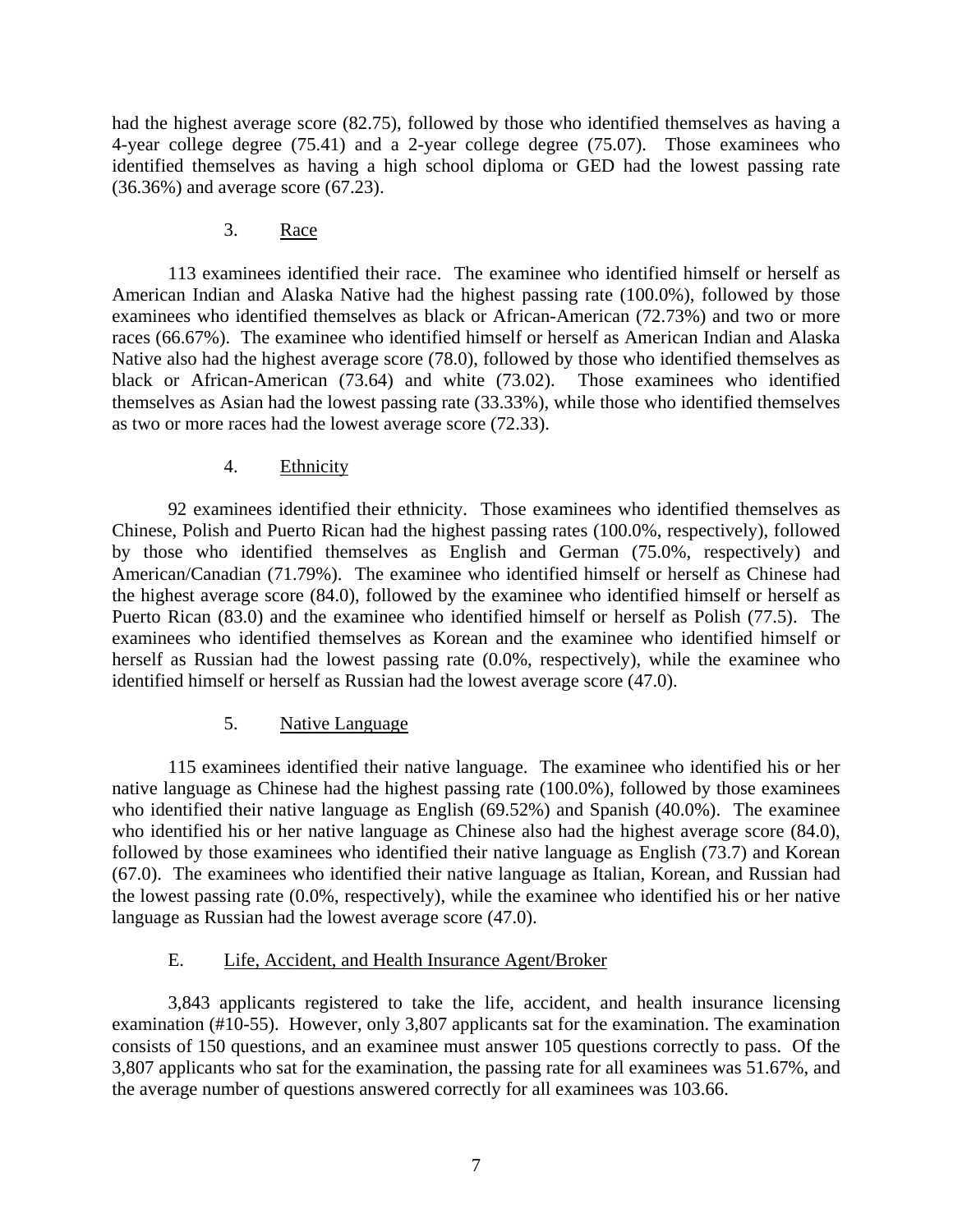had the highest average score (82.75), followed by those who identified themselves as having a 4-year college degree (75.41) and a 2-year college degree (75.07). Those examinees who identified themselves as having a high school diploma or GED had the lowest passing rate (36.36%) and average score (67.23).

### 3. Race

113 examinees identified their race. The examinee who identified himself or herself as American Indian and Alaska Native had the highest passing rate (100.0%), followed by those examinees who identified themselves as black or African-American (72.73%) and two or more races (66.67%). The examinee who identified himself or herself as American Indian and Alaska Native also had the highest average score (78.0), followed by those who identified themselves as black or African-American (73.64) and white (73.02). Those examinees who identified themselves as Asian had the lowest passing rate (33.33%), while those who identified themselves as two or more races had the lowest average score (72.33).

### 4. Ethnicity

92 examinees identified their ethnicity. Those examinees who identified themselves as Chinese, Polish and Puerto Rican had the highest passing rates (100.0%, respectively), followed by those who identified themselves as English and German (75.0%, respectively) and American/Canadian (71.79%). The examinee who identified himself or herself as Chinese had the highest average score (84.0), followed by the examinee who identified himself or herself as Puerto Rican (83.0) and the examinee who identified himself or herself as Polish (77.5). The examinees who identified themselves as Korean and the examinee who identified himself or herself as Russian had the lowest passing rate (0.0%, respectively), while the examinee who identified himself or herself as Russian had the lowest average score (47.0).

### 5. Native Language

115 examinees identified their native language. The examinee who identified his or her native language as Chinese had the highest passing rate (100.0%), followed by those examinees who identified their native language as English (69.52%) and Spanish (40.0%). The examinee who identified his or her native language as Chinese also had the highest average score (84.0), followed by those examinees who identified their native language as English (73.7) and Korean (67.0). The examinees who identified their native language as Italian, Korean, and Russian had the lowest passing rate (0.0%, respectively), while the examinee who identified his or her native language as Russian had the lowest average score (47.0).

## E. Life, Accident, and Health Insurance Agent/Broker

3,843 applicants registered to take the life, accident, and health insurance licensing examination (#10-55). However, only 3,807 applicants sat for the examination. The examination consists of 150 questions, and an examinee must answer 105 questions correctly to pass. Of the 3,807 applicants who sat for the examination, the passing rate for all examinees was 51.67%, and the average number of questions answered correctly for all examinees was 103.66.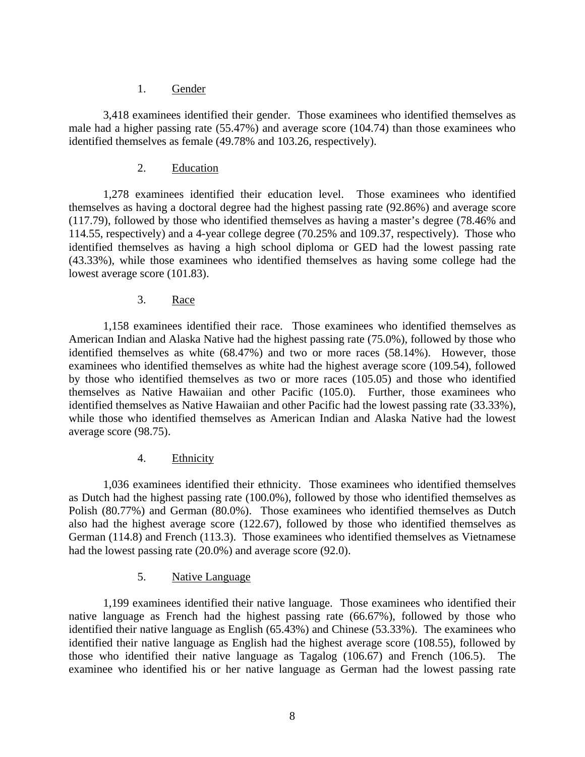1. Gender

3,418 examinees identified their gender. Those examinees who identified themselves as male had a higher passing rate (55.47%) and average score (104.74) than those examinees who identified themselves as female (49.78% and 103.26, respectively).

2. Education

1,278 examinees identified their education level. Those examinees who identified themselves as having a doctoral degree had the highest passing rate (92.86%) and average score (117.79), followed by those who identified themselves as having a master's degree (78.46% and 114.55, respectively) and a 4-year college degree (70.25% and 109.37, respectively). Those who identified themselves as having a high school diploma or GED had the lowest passing rate (43.33%), while those examinees who identified themselves as having some college had the lowest average score (101.83).

3. Race

1,158 examinees identified their race. Those examinees who identified themselves as American Indian and Alaska Native had the highest passing rate (75.0%), followed by those who identified themselves as white (68.47%) and two or more races (58.14%). However, those examinees who identified themselves as white had the highest average score (109.54), followed by those who identified themselves as two or more races (105.05) and those who identified themselves as Native Hawaiian and other Pacific (105.0). Further, those examinees who identified themselves as Native Hawaiian and other Pacific had the lowest passing rate (33.33%), while those who identified themselves as American Indian and Alaska Native had the lowest average score (98.75).

4. Ethnicity

1,036 examinees identified their ethnicity. Those examinees who identified themselves as Dutch had the highest passing rate (100.0%), followed by those who identified themselves as Polish (80.77%) and German (80.0%). Those examinees who identified themselves as Dutch also had the highest average score (122.67), followed by those who identified themselves as German (114.8) and French (113.3). Those examinees who identified themselves as Vietnamese had the lowest passing rate (20.0%) and average score (92.0).

5. Native Language

1,199 examinees identified their native language. Those examinees who identified their native language as French had the highest passing rate (66.67%), followed by those who identified their native language as English (65.43%) and Chinese (53.33%). The examinees who identified their native language as English had the highest average score (108.55), followed by those who identified their native language as Tagalog (106.67) and French (106.5). The examinee who identified his or her native language as German had the lowest passing rate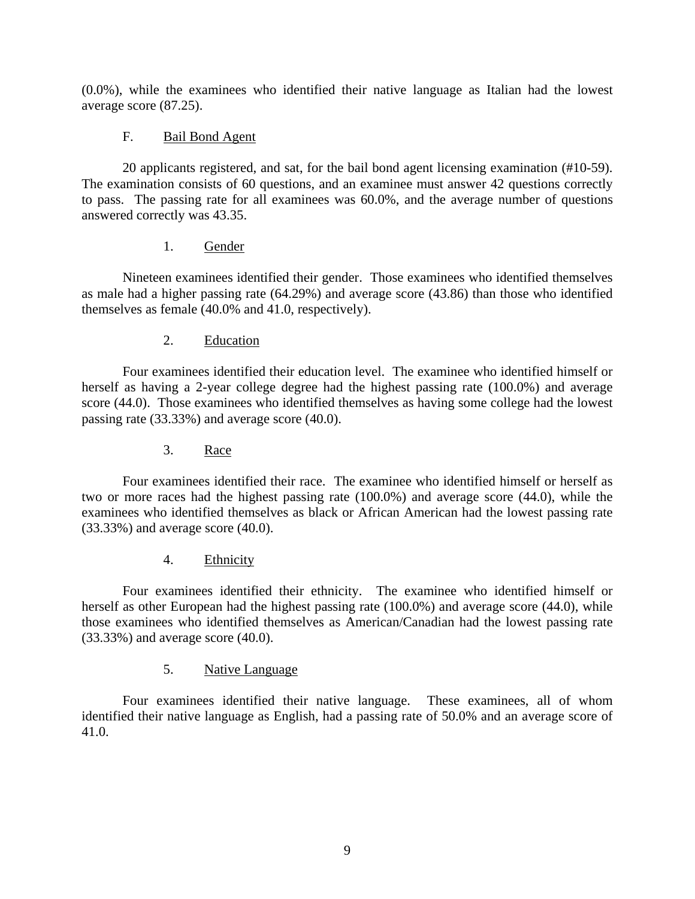(0.0%), while the examinees who identified their native language as Italian had the lowest average score (87.25).

### F. Bail Bond Agent

20 applicants registered, and sat, for the bail bond agent licensing examination (#10-59). The examination consists of 60 questions, and an examinee must answer 42 questions correctly to pass. The passing rate for all examinees was 60.0%, and the average number of questions answered correctly was 43.35.

#### 1. Gender

Nineteen examinees identified their gender. Those examinees who identified themselves as male had a higher passing rate (64.29%) and average score (43.86) than those who identified themselves as female (40.0% and 41.0, respectively).

#### 2. Education

Four examinees identified their education level. The examinee who identified himself or herself as having a 2-year college degree had the highest passing rate (100.0%) and average score (44.0). Those examinees who identified themselves as having some college had the lowest passing rate (33.33%) and average score (40.0).

#### 3. Race

Four examinees identified their race. The examinee who identified himself or herself as two or more races had the highest passing rate (100.0%) and average score (44.0), while the examinees who identified themselves as black or African American had the lowest passing rate (33.33%) and average score (40.0).

#### 4. Ethnicity

Four examinees identified their ethnicity. The examinee who identified himself or herself as other European had the highest passing rate (100.0%) and average score (44.0), while those examinees who identified themselves as American/Canadian had the lowest passing rate (33.33%) and average score (40.0).

#### 5. Native Language

Four examinees identified their native language. These examinees, all of whom identified their native language as English, had a passing rate of 50.0% and an average score of 41.0.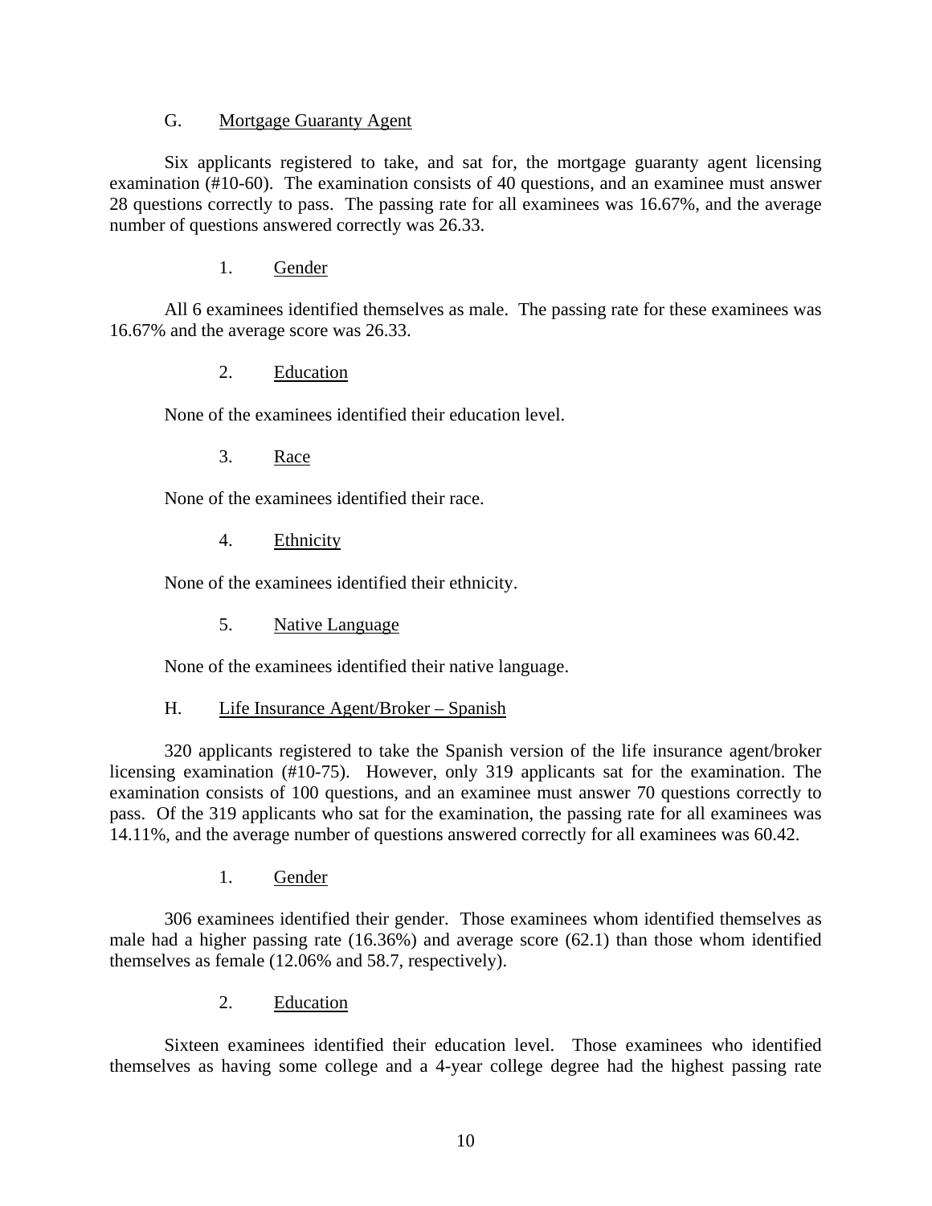### G. Mortgage Guaranty Agent

Six applicants registered to take, and sat for, the mortgage guaranty agent licensing examination (#10-60). The examination consists of 40 questions, and an examinee must answer 28 questions correctly to pass. The passing rate for all examinees was 16.67%, and the average number of questions answered correctly was 26.33.

#### 1. Gender

All 6 examinees identified themselves as male. The passing rate for these examinees was 16.67% and the average score was 26.33.

#### 2. Education

None of the examinees identified their education level.

#### 3. Race

None of the examinees identified their race.

#### 4. Ethnicity

None of the examinees identified their ethnicity.

#### 5. Native Language

None of the examinees identified their native language.

### H. Life Insurance Agent/Broker – Spanish

320 applicants registered to take the Spanish version of the life insurance agent/broker licensing examination (#10-75). However, only 319 applicants sat for the examination. The examination consists of 100 questions, and an examinee must answer 70 questions correctly to pass. Of the 319 applicants who sat for the examination, the passing rate for all examinees was 14.11%, and the average number of questions answered correctly for all examinees was 60.42.

#### 1. Gender

306 examinees identified their gender. Those examinees whom identified themselves as male had a higher passing rate (16.36%) and average score (62.1) than those whom identified themselves as female (12.06% and 58.7, respectively).

#### 2. Education

Sixteen examinees identified their education level. Those examinees who identified themselves as having some college and a 4-year college degree had the highest passing rate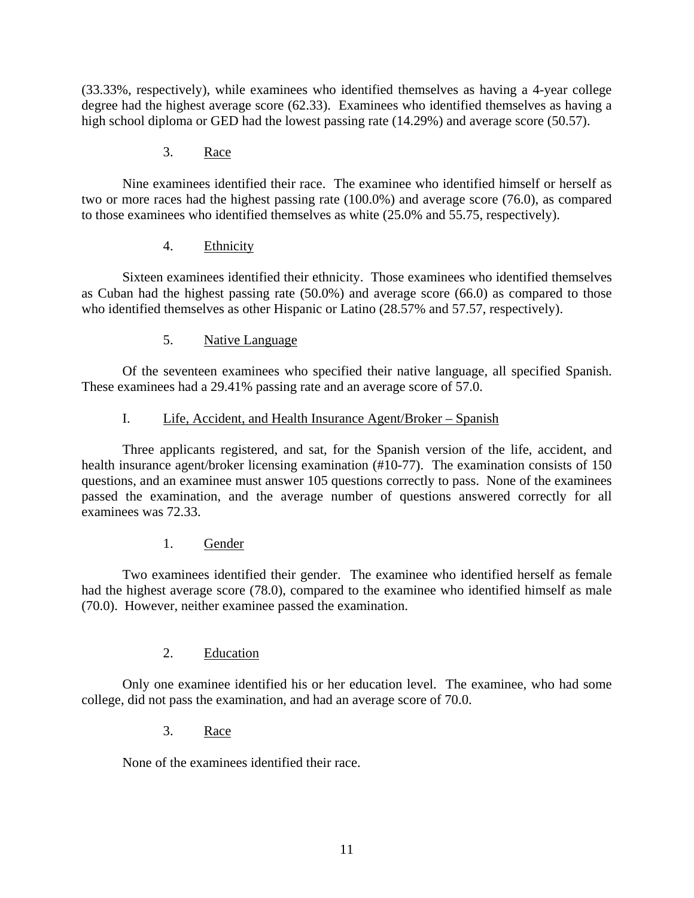(33.33%, respectively), while examinees who identified themselves as having a 4-year college degree had the highest average score (62.33). Examinees who identified themselves as having a high school diploma or GED had the lowest passing rate (14.29%) and average score (50.57).

#### 3. Race

Nine examinees identified their race. The examinee who identified himself or herself as two or more races had the highest passing rate (100.0%) and average score (76.0), as compared to those examinees who identified themselves as white (25.0% and 55.75, respectively).

#### 4. Ethnicity

Sixteen examinees identified their ethnicity. Those examinees who identified themselves as Cuban had the highest passing rate (50.0%) and average score (66.0) as compared to those who identified themselves as other Hispanic or Latino (28.57% and 57.57, respectively).

#### 5. Native Language

Of the seventeen examinees who specified their native language, all specified Spanish. These examinees had a 29.41% passing rate and an average score of 57.0.

### I. Life, Accident, and Health Insurance Agent/Broker – Spanish

Three applicants registered, and sat, for the Spanish version of the life, accident, and health insurance agent/broker licensing examination (#10-77). The examination consists of 150 questions, and an examinee must answer 105 questions correctly to pass. None of the examinees passed the examination, and the average number of questions answered correctly for all examinees was 72.33.

#### 1. Gender

Two examinees identified their gender. The examinee who identified herself as female had the highest average score (78.0), compared to the examinee who identified himself as male (70.0). However, neither examinee passed the examination.

#### 2. Education

Only one examinee identified his or her education level. The examinee, who had some college, did not pass the examination, and had an average score of 70.0.

#### 3. Race

None of the examinees identified their race.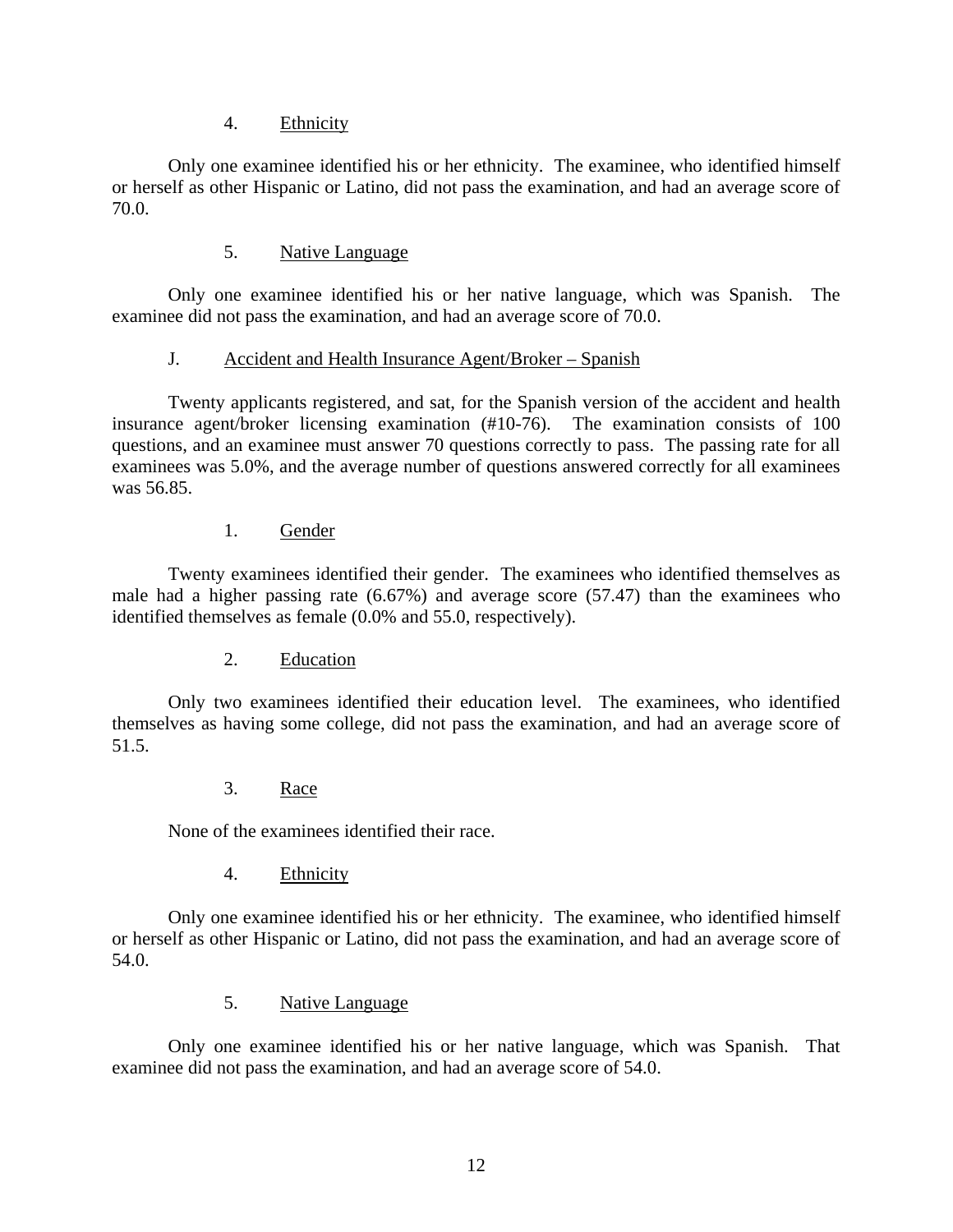#### 4. Ethnicity

Only one examinee identified his or her ethnicity. The examinee, who identified himself or herself as other Hispanic or Latino, did not pass the examination, and had an average score of 70.0.

#### 5. Native Language

Only one examinee identified his or her native language, which was Spanish. The examinee did not pass the examination, and had an average score of 70.0.

### J. Accident and Health Insurance Agent/Broker – Spanish

Twenty applicants registered, and sat, for the Spanish version of the accident and health insurance agent/broker licensing examination (#10-76). The examination consists of 100 questions, and an examinee must answer 70 questions correctly to pass. The passing rate for all examinees was 5.0%, and the average number of questions answered correctly for all examinees was 56.85.

#### 1. Gender

Twenty examinees identified their gender. The examinees who identified themselves as male had a higher passing rate (6.67%) and average score (57.47) than the examinees who identified themselves as female (0.0% and 55.0, respectively).

#### 2. Education

Only two examinees identified their education level. The examinees, who identified themselves as having some college, did not pass the examination, and had an average score of 51.5.

#### 3. Race

None of the examinees identified their race.

#### 4. Ethnicity

Only one examinee identified his or her ethnicity. The examinee, who identified himself or herself as other Hispanic or Latino, did not pass the examination, and had an average score of 54.0.

#### 5. Native Language

Only one examinee identified his or her native language, which was Spanish. That examinee did not pass the examination, and had an average score of 54.0.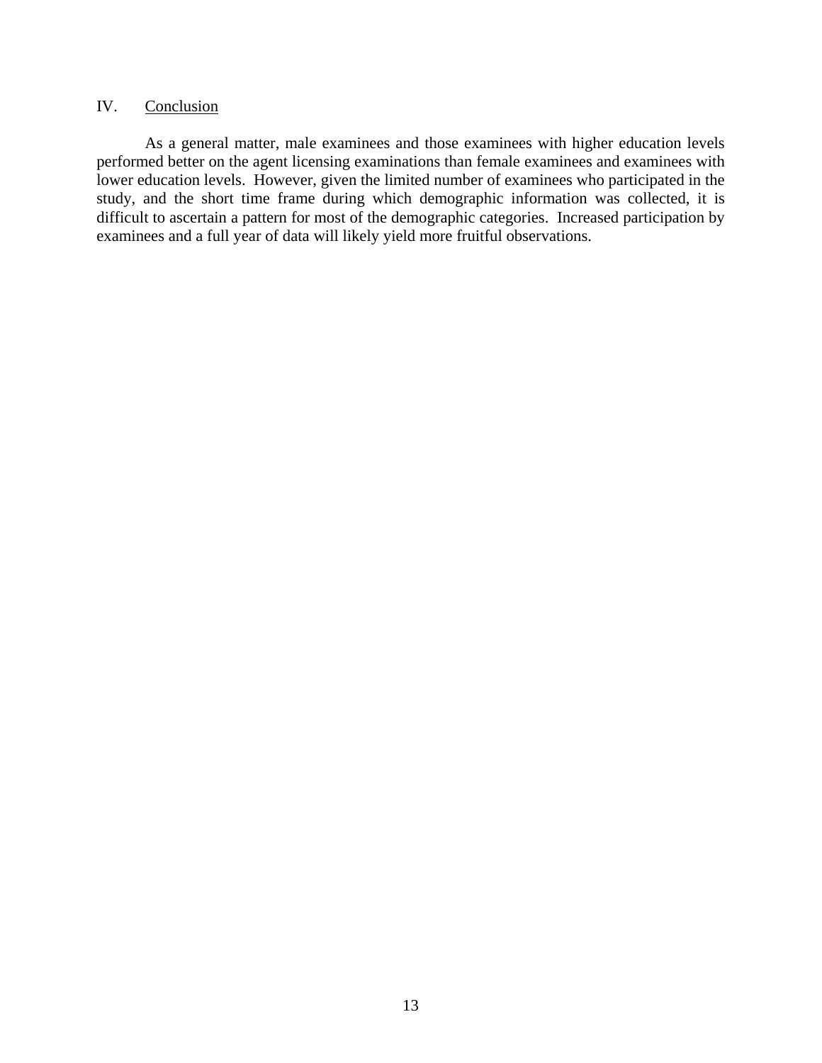## IV. Conclusion

As a general matter, male examinees and those examinees with higher education levels performed better on the agent licensing examinations than female examinees and examinees with lower education levels. However, given the limited number of examinees who participated in the study, and the short time frame during which demographic information was collected, it is difficult to ascertain a pattern for most of the demographic categories. Increased participation by examinees and a full year of data will likely yield more fruitful observations.